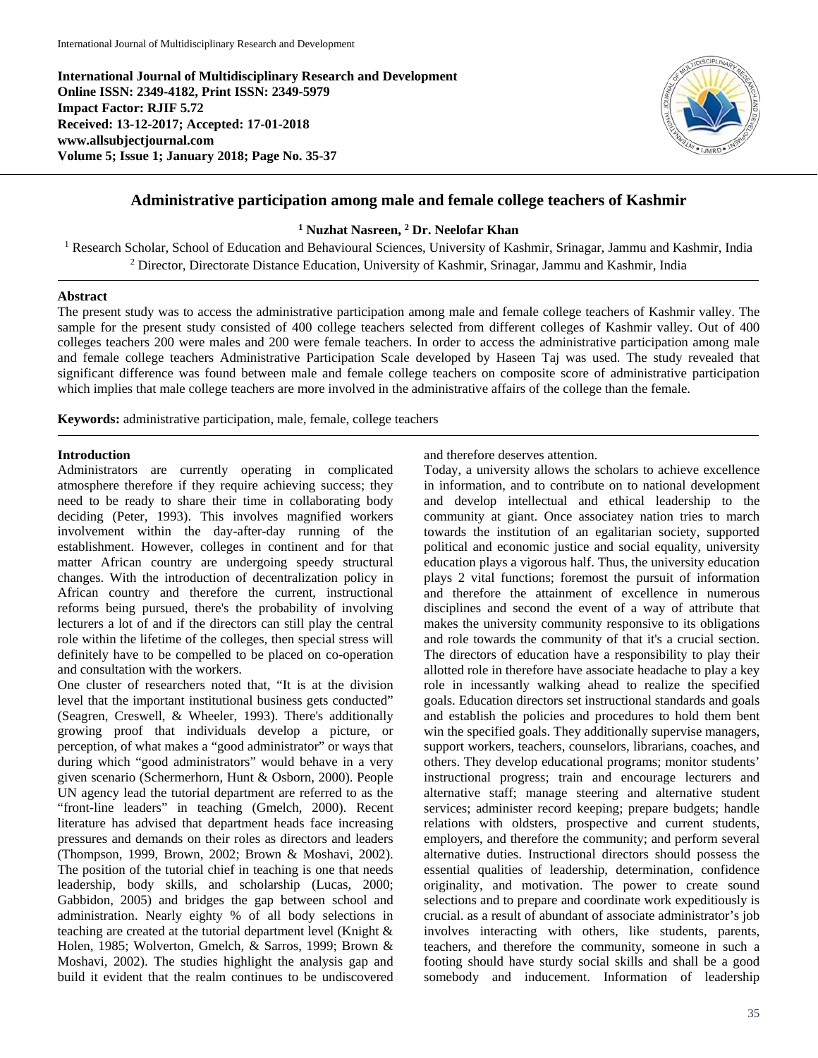**International Journal of Multidisciplinary Research and Development**
**Online ISSN: 2349-4182, Print ISSN: 2349-5979**
**Impact Factor: RJIF 5.72**
**Received: 13-12-2017; Accepted: 17-01-2018**
**www.allsubjectjournal.com**
**Volume 5; Issue 1; January 2018; Page No. 35-37**

# Administrative participation among male and female college teachers of Kashmir

**[1] Nuzhat Nasreen, [2] Dr. Neelofar Khan**

[1] Research Scholar, School of Education and Behavioural Sciences, University of Kashmir, Srinagar, Jammu and Kashmir, India
[2] Director, Directorate Distance Education, University of Kashmir, Srinagar, Jammu and Kashmir, India

## Abstract

The present study was to access the administrative participation among male and female college teachers of Kashmir valley. The sample for the present study consisted of 400 college teachers selected from different colleges of Kashmir valley. Out of 400 colleges teachers 200 were males and 200 were female teachers. In order to access the administrative participation among male and female college teachers Administrative Participation Scale developed by Haseen Taj was used. The study revealed that significant difference was found between male and female college teachers on composite score of administrative participation which implies that male college teachers are more involved in the administrative affairs of the college than the female.

**Keywords:** administrative participation, male, female, college teachers

## Introduction

Administrators are currently operating in complicated atmosphere therefore if they require achieving success; they need to be ready to share their time in collaborating body deciding (Peter, 1993). This involves magnified workers involvement within the day-after-day running of the establishment. However, colleges in continent and for that matter African country are undergoing speedy structural changes. With the introduction of decentralization policy in African country and therefore the current, instructional reforms being pursued, there's the probability of involving lecturers a lot of and if the directors can still play the central role within the lifetime of the colleges, then special stress will definitely have to be compelled to be placed on co-operation and consultation with the workers.

One cluster of researchers noted that, "It is at the division level that the important institutional business gets conducted" (Seagren, Creswell, & Wheeler, 1993). There's additionally growing proof that individuals develop a picture, or perception, of what makes a "good administrator" or ways that during which "good administrators" would behave in a very given scenario (Schermerhorn, Hunt & Osborn, 2000). People UN agency lead the tutorial department are referred to as the "front-line leaders" in teaching (Gmelch, 2000). Recent literature has advised that department heads face increasing pressures and demands on their roles as directors and leaders (Thompson, 1999, Brown, 2002; Brown & Moshavi, 2002). The position of the tutorial chief in teaching is one that needs leadership, body skills, and scholarship (Lucas, 2000; Gabbidon, 2005) and bridges the gap between school and administration. Nearly eighty % of all body selections in teaching are created at the tutorial department level (Knight & Holen, 1985; Wolverton, Gmelch, & Sarros, 1999; Brown & Moshavi, 2002). The studies highlight the analysis gap and build it evident that the realm continues to be undiscovered and therefore deserves attention.

Today, a university allows the scholars to achieve excellence in information, and to contribute on to national development and develop intellectual and ethical leadership to the community at giant. Once associatey nation tries to march towards the institution of an egalitarian society, supported political and economic justice and social equality, university education plays a vigorous half. Thus, the university education plays 2 vital functions; foremost the pursuit of information and therefore the attainment of excellence in numerous disciplines and second the event of a way of attribute that makes the university community responsive to its obligations and role towards the community of that it's a crucial section. The directors of education have a responsibility to play their allotted role in therefore have associate headache to play a key role in incessantly walking ahead to realize the specified goals. Education directors set instructional standards and goals and establish the policies and procedures to hold them bent win the specified goals. They additionally supervise managers, support workers, teachers, counselors, librarians, coaches, and others. They develop educational programs; monitor students' instructional progress; train and encourage lecturers and alternative staff; manage steering and alternative student services; administer record keeping; prepare budgets; handle relations with oldsters, prospective and current students, employers, and therefore the community; and perform several alternative duties. Instructional directors should possess the essential qualities of leadership, determination, confidence originality, and motivation. The power to create sound selections and to prepare and coordinate work expeditiously is crucial. as a result of abundant of associate administrator's job involves interacting with others, like students, parents, teachers, and therefore the community, someone in such a footing should have sturdy social skills and shall be a good somebody and inducement. Information of leadership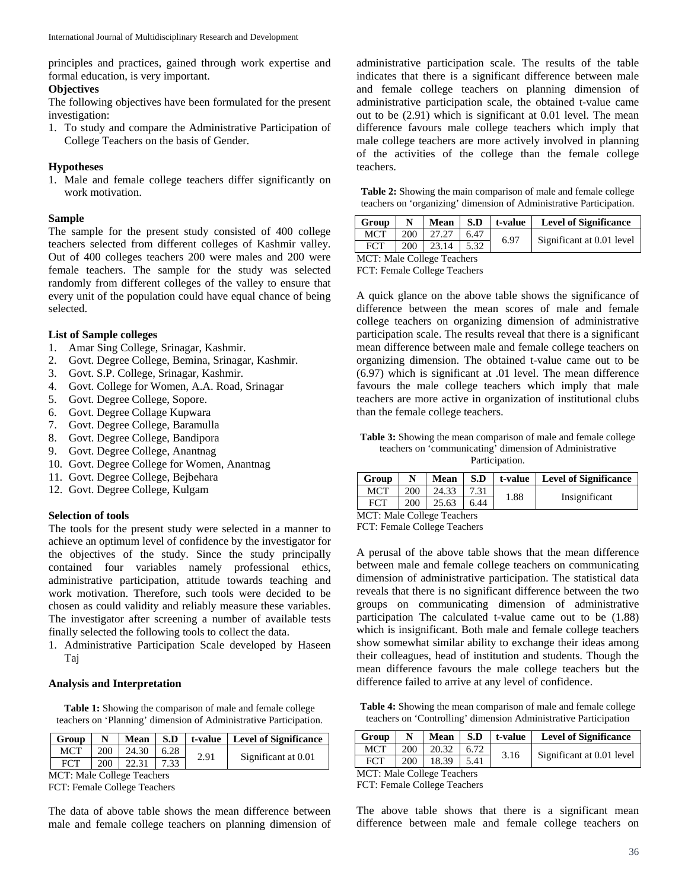principles and practices, gained through work expertise and formal education, is very important.

**Objectives**

The following objectives have been formulated for the present investigation:

1. To study and compare the Administrative Participation of College Teachers on the basis of Gender.

**Hypotheses**

1. Male and female college teachers differ significantly on work motivation.

**Sample**

The sample for the present study consisted of 400 college teachers selected from different colleges of Kashmir valley. Out of 400 colleges teachers 200 were males and 200 were female teachers. The sample for the study was selected randomly from different colleges of the valley to ensure that every unit of the population could have equal chance of being selected.

**List of Sample colleges**

1. Amar Sing College, Srinagar, Kashmir.
2. Govt. Degree College, Bemina, Srinagar, Kashmir.
3. Govt. S.P. College, Srinagar, Kashmir.
4. Govt. College for Women, A.A. Road, Srinagar
5. Govt. Degree College, Sopore.
6. Govt. Degree Collage Kupwara
7. Govt. Degree College, Baramulla
8. Govt. Degree College, Bandipora
9. Govt. Degree College, Anantnag
10. Govt. Degree College for Women, Anantnag
11. Govt. Degree College, Bejbehara
12. Govt. Degree College, Kulgam

**Selection of tools**

The tools for the present study were selected in a manner to achieve an optimum level of confidence by the investigator for the objectives of the study. Since the study principally contained four variables namely professional ethics, administrative participation, attitude towards teaching and work motivation. Therefore, such tools were decided to be chosen as could validity and reliably measure these variables. The investigator after screening a number of available tests finally selected the following tools to collect the data.

1. Administrative Participation Scale developed by Haseen Taj

**Analysis and Interpretation**

**Table 1:** Showing the comparison of male and female college teachers on 'Planning' dimension of Administrative Participation.

| Group | N | Mean | S.D | t-value | Level of Significance |
| --- | --- | --- | --- | --- | --- |
| MCT | 200 | 24.30 | 6.28 | 2.91 | Significant at 0.01 |
| FCT | 200 | 22.31 | 7.33 | | |

MCT: Male College Teachers
FCT: Female College Teachers

The data of above table shows the mean difference between male and female college teachers on planning dimension of administrative participation scale. The results of the table indicates that there is a significant difference between male and female college teachers on planning dimension of administrative participation scale, the obtained t-value came out to be (2.91) which is significant at 0.01 level. The mean difference favours male college teachers which imply that male college teachers are more actively involved in planning of the activities of the college than the female college teachers.

**Table 2:** Showing the main comparison of male and female college teachers on 'organizing' dimension of Administrative Participation.

| Group | N | Mean | S.D | t-value | Level of Significance |
| --- | --- | --- | --- | --- | --- |
| MCT | 200 | 27.27 | 6.47 | 6.97 | Significant at 0.01 level |
| FCT | 200 | 23.14 | 5.32 | | |

MCT: Male College Teachers
FCT: Female College Teachers

A quick glance on the above table shows the significance of difference between the mean scores of male and female college teachers on organizing dimension of administrative participation scale. The results reveal that there is a significant mean difference between male and female college teachers on organizing dimension. The obtained t-value came out to be (6.97) which is significant at .01 level. The mean difference favours the male college teachers which imply that male teachers are more active in organization of institutional clubs than the female college teachers.

**Table 3:** Showing the mean comparison of male and female college teachers on 'communicating' dimension of Administrative Participation.

| Group | N | Mean | S.D | t-value | Level of Significance |
| --- | --- | --- | --- | --- | --- |
| MCT | 200 | 24.33 | 7.31 | 1.88 | Insignificant |
| FCT | 200 | 25.63 | 6.44 | | |

MCT: Male College Teachers
FCT: Female College Teachers

A perusal of the above table shows that the mean difference between male and female college teachers on communicating dimension of administrative participation. The statistical data reveals that there is no significant difference between the two groups on communicating dimension of administrative participation The calculated t-value came out to be (1.88) which is insignificant. Both male and female college teachers show somewhat similar ability to exchange their ideas among their colleagues, head of institution and students. Though the mean difference favours the male college teachers but the difference failed to arrive at any level of confidence.

**Table 4:** Showing the mean comparison of male and female college teachers on 'Controlling' dimension Administrative Participation

| Group | N | Mean | S.D | t-value | Level of Significance |
| --- | --- | --- | --- | --- | --- |
| MCT | 200 | 20.32 | 6.72 | 3.16 | Significant at 0.01 level |
| FCT | 200 | 18.39 | 5.41 | | |

MCT: Male College Teachers
FCT: Female College Teachers

The above table shows that there is a significant mean difference between male and female college teachers on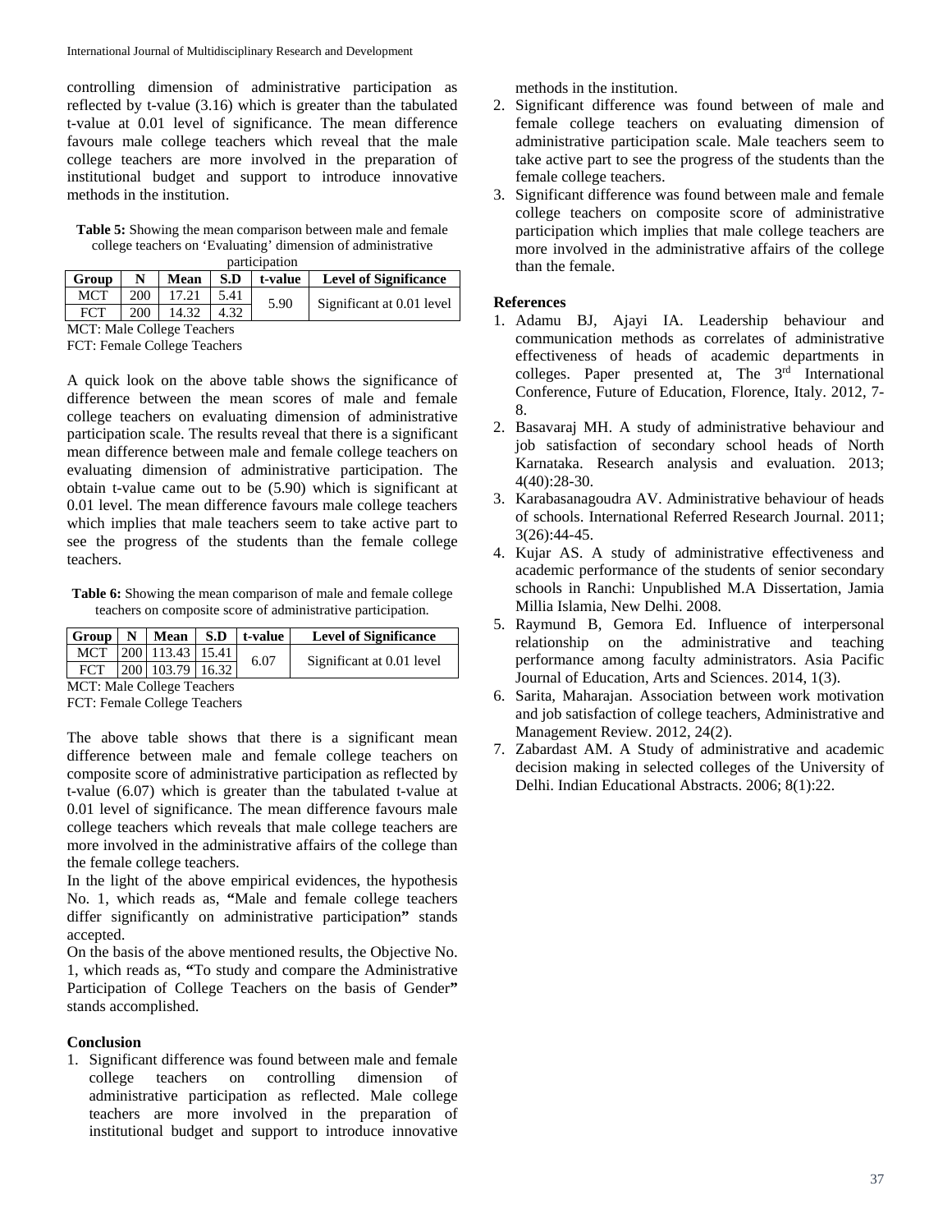controlling dimension of administrative participation as reflected by t-value (3.16) which is greater than the tabulated t-value at 0.01 level of significance. The mean difference favours male college teachers which reveal that the male college teachers are more involved in the preparation of institutional budget and support to introduce innovative methods in the institution.

**Table 5:** Showing the mean comparison between male and female college teachers on 'Evaluating' dimension of administrative participation

| Group | N | Mean | S.D | t-value | Level of Significance |
|---|---|---|---|---|---|
| MCT | 200 | 17.21 | 5.41 | 5.90 | Significant at 0.01 level |
| FCT | 200 | 14.32 | 4.32 | | |

MCT: Male College Teachers
FCT: Female College Teachers

A quick look on the above table shows the significance of difference between the mean scores of male and female college teachers on evaluating dimension of administrative participation scale. The results reveal that there is a significant mean difference between male and female college teachers on evaluating dimension of administrative participation. The obtain t-value came out to be (5.90) which is significant at 0.01 level. The mean difference favours male college teachers which implies that male teachers seem to take active part to see the progress of the students than the female college teachers.

**Table 6:** Showing the mean comparison of male and female college teachers on composite score of administrative participation.

| Group | N | Mean | S.D | t-value | Level of Significance |
|---|---|---|---|---|---|
| MCT | 200 | 113.43 | 15.41 | 6.07 | Significant at 0.01 level |
| FCT | 200 | 103.79 | 16.32 | | |

MCT: Male College Teachers
FCT: Female College Teachers

The above table shows that there is a significant mean difference between male and female college teachers on composite score of administrative participation as reflected by t-value (6.07) which is greater than the tabulated t-value at 0.01 level of significance. The mean difference favours male college teachers which reveals that male college teachers are more involved in the administrative affairs of the college than the female college teachers.

In the light of the above empirical evidences, the hypothesis No. 1, which reads as, **"**Male and female college teachers differ significantly on administrative participation**"** stands accepted.

On the basis of the above mentioned results, the Objective No. 1, which reads as, **"**To study and compare the Administrative Participation of College Teachers on the basis of Gender**"** stands accomplished.

## Conclusion

1. Significant difference was found between male and female college teachers on controlling dimension of administrative participation as reflected. Male college teachers are more involved in the preparation of institutional budget and support to introduce innovative methods in the institution.
2. Significant difference was found between of male and female college teachers on evaluating dimension of administrative participation scale. Male teachers seem to take active part to see the progress of the students than the female college teachers.
3. Significant difference was found between male and female college teachers on composite score of administrative participation which implies that male college teachers are more involved in the administrative affairs of the college than the female.

## References

1. Adamu BJ, Ajayi IA. Leadership behaviour and communication methods as correlates of administrative effectiveness of heads of academic departments in colleges. Paper presented at, The 3rd International Conference, Future of Education, Florence, Italy. 2012, 7-8.
2. Basavaraj MH. A study of administrative behaviour and job satisfaction of secondary school heads of North Karnataka. Research analysis and evaluation. 2013; 4(40):28-30.
3. Karabasanagoudra AV. Administrative behaviour of heads of schools. International Referred Research Journal. 2011; 3(26):44-45.
4. Kujar AS. A study of administrative effectiveness and academic performance of the students of senior secondary schools in Ranchi: Unpublished M.A Dissertation, Jamia Millia Islamia, New Delhi. 2008.
5. Raymund B, Gemora Ed. Influence of interpersonal relationship on the administrative and teaching performance among faculty administrators. Asia Pacific Journal of Education, Arts and Sciences. 2014, 1(3).
6. Sarita, Maharajan. Association between work motivation and job satisfaction of college teachers, Administrative and Management Review. 2012, 24(2).
7. Zabardast AM. A Study of administrative and academic decision making in selected colleges of the University of Delhi. Indian Educational Abstracts. 2006; 8(1):22.